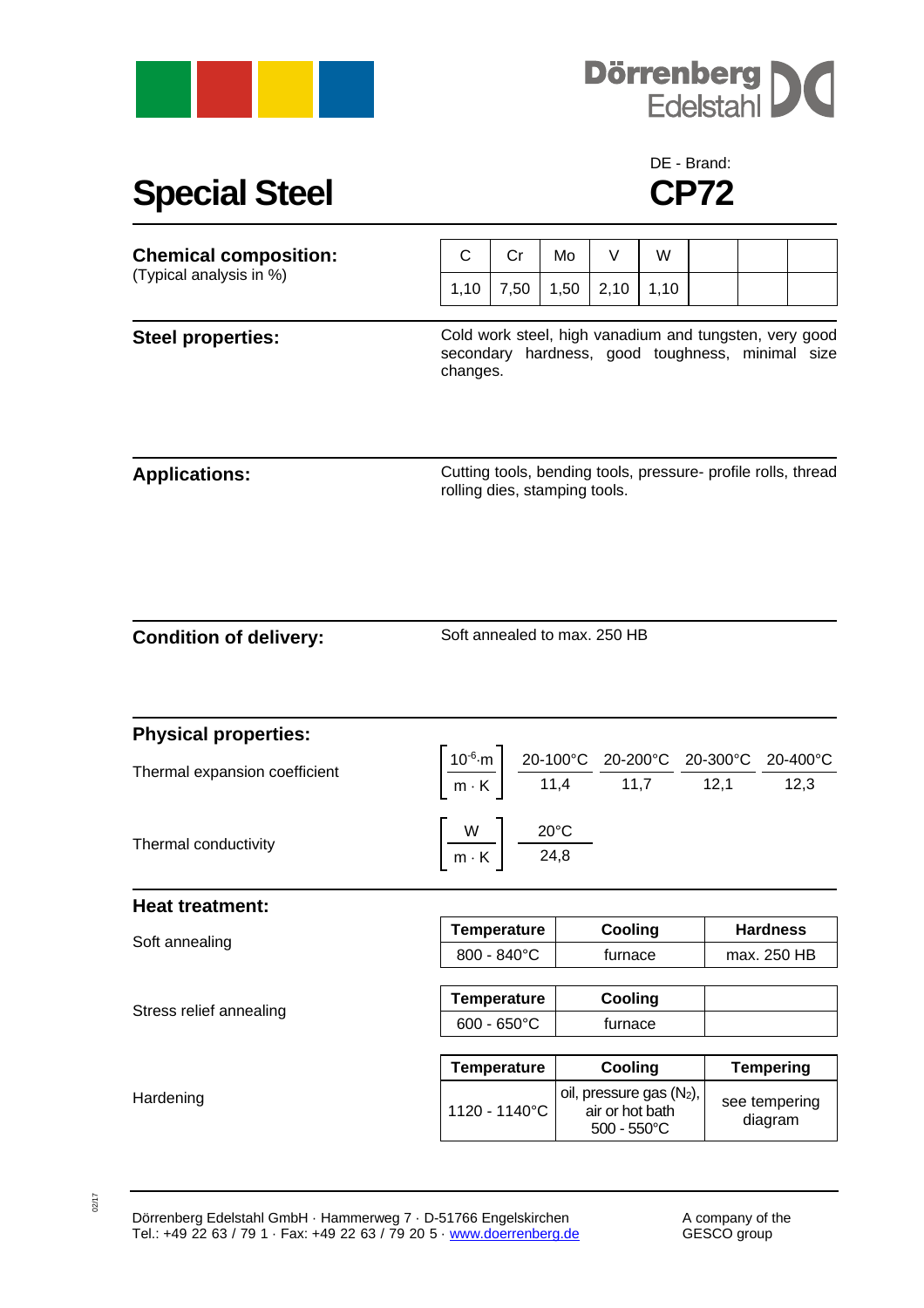Dörrenberg Edelstahl

# Special Steel

DE - Brand:

# CP72

## Chemical composition:

(Typical analysis in %)

| C | Cr | Mo | V | W | | | |
|---|---|---|---|---|---|---|---|
| 1,10 | 7,50 | 1,50 | 2,10 | 1,10 | | | |

## Steel properties:

Cold work steel, high vanadium and tungsten, very good secondary hardness, good toughness, minimal size changes.

## Applications:

Cutting tools, bending tools, pressure- profile rolls, thread rolling dies, stamping tools.

## Condition of delivery:

Soft annealed to max. 250 HB

## Physical properties:

Thermal expansion coefficient

| $\left[\frac{10^{-6} \cdot m}{m \cdot K}\right]$ | 20-100°C | 20-200°C | 20-300°C | 20-400°C |
|---|---|---|---|---|
| | 11,4 | 11,7 | 12,1 | 12,3 |

Thermal conductivity

| $\left[\frac{W}{m \cdot K}\right]$ | 20°C |
|---|---|
| | 24,8 |

## Heat treatment:

Soft annealing

| Temperature | Cooling | Hardness |
|---|---|---|
| 800 - 840°C | furnace | max. 250 HB |

Stress relief annealing

| Temperature | Cooling | |
|---|---|---|
| 600 - 650°C | furnace | |

Hardening

| Temperature | Cooling | Tempering |
|---|---|---|
| 1120 - 1140°C | oil, pressure gas ($N_2$), air or hot bath 500 - 550°C | see tempering diagram |

Dörrenberg Edelstahl GmbH · Hammerweg 7 · D-51766 Engelskirchen
Tel.: +49 22 63 / 79 1 · Fax: +49 22 63 / 79 20 5 · www.doerrenberg.de

A company of the GESCO group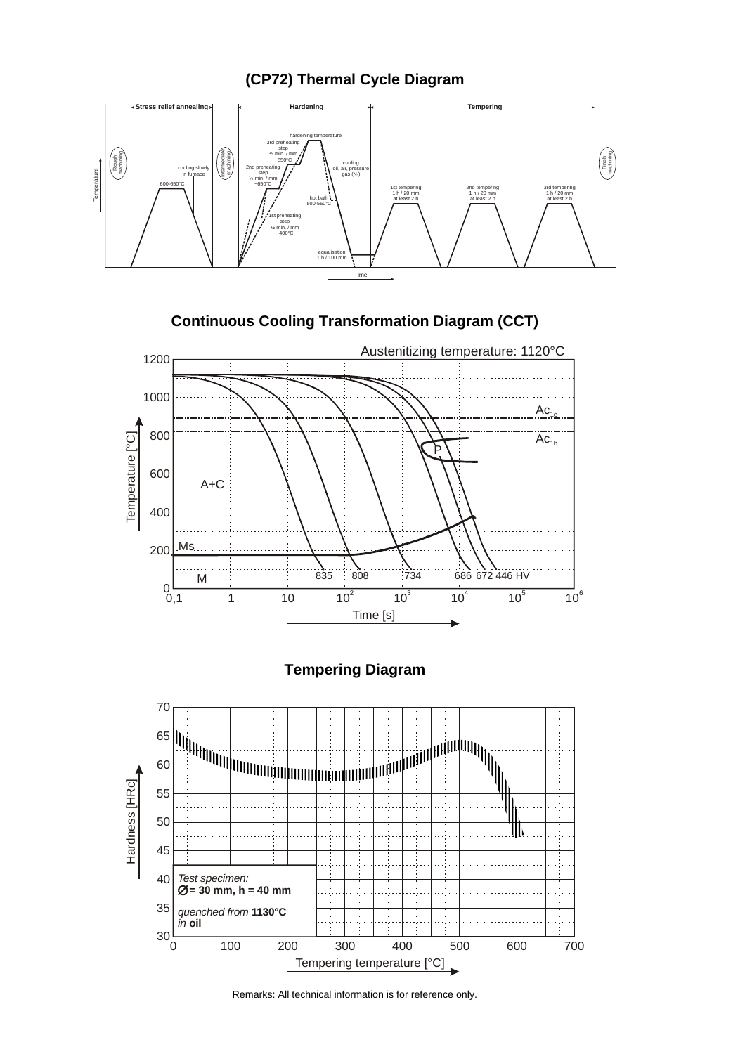## (CP72) Thermal Cycle Diagram

Stress relief annealing

Hardening

Tempering

Rough machining

Intermediate machining

Finish machining

Temperature

Time

cooling slowly in furnace

600-650°C

hardening temperature

3rd preheating step ½ min. / mm ~850°C

2nd preheating step ½ min. / mm ~650°C

1st preheating step ½ min. / mm ~400°C

cooling oil, air, pressure gas ($N_2$)

hot bath 500-550°C

equalisation 1 h / 100 mm

1st tempering 1 h / 20 mm at least 2 h

2nd tempering 1 h / 20 mm at least 2 h

3rd tempering 1 h / 20 mm at least 2 h

## Continuous Cooling Transformation Diagram (CCT)

Austenitizing temperature: 1120°C

Temperature [°C]

1200

1000

800

600

400

200

0

$Ac_{1e}$

$Ac_{1b}$

P

A+C

Ms

M

835 808 734 686 672 446 HV

0,1 1 10 $10^2$ $10^3$ $10^4$ $10^5$ $10^6$

Time [s]

## Tempering Diagram

Hardness [HRc]

70

65

60

55

50

45

40

35

30

*Test specimen:*
**Ø = 30 mm, h = 40 mm**

*quenched from* **1130°C**
*in* **oil**

0 100 200 300 400 500 600 700

Tempering temperature [°C]

Remarks: All technical information is for reference only.